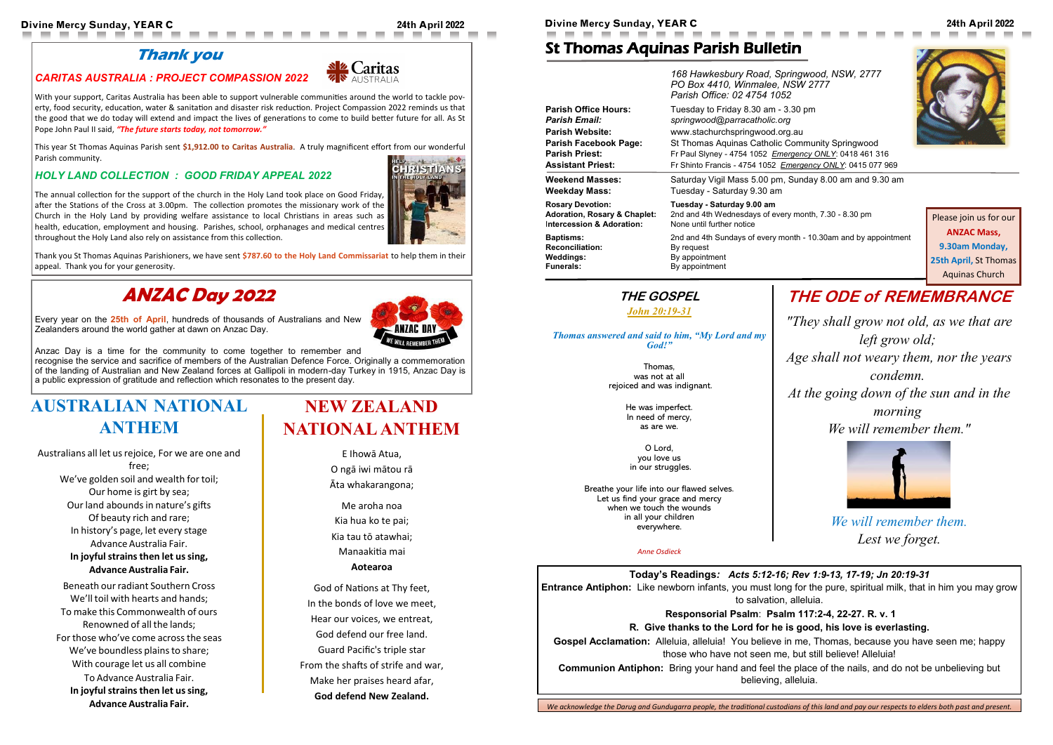## Thank you

### CARITAS AUSTRALIA : PROJECT COMPASSION 2022

With your support, Caritas Australia has been able to support vulnerable communities around the world to tackle poverty, food security, education, water & sanitation and disaster risk reduction. Project Compassion 2022 reminds us that the good that we do today will extend and impact the lives of generations to come to build better future for all. As St Pope John Paul II said, ***"The future starts today, not tomorrow."***

This year St Thomas Aquinas Parish sent **$1,912.00 to Caritas Australia**. A truly magnificent effort from our wonderful Parish community.

### HOLY LAND COLLECTION : GOOD FRIDAY APPEAL 2022

The annual collection for the support of the church in the Holy Land took place on Good Friday, after the Stations of the Cross at 3.00pm. The collection promotes the missionary work of the Church in the Holy Land by providing welfare assistance to local Christians in areas such as health, education, employment and housing. Parishes, school, orphanages and medical centres throughout the Holy Land also rely on assistance from this collection.

Thank you St Thomas Aquinas Parishioners, we have sent **$787.60 to the Holy Land Commissariat** to help them in their appeal. Thank you for your generosity.

## ANZAC Day 2022

Every year on the **25th of April**, hundreds of thousands of Australians and New Zealanders around the world gather at dawn on Anzac Day.

Anzac Day is a time for the community to come together to remember and recognise the service and sacrifice of members of the Australian Defence Force. Originally a commemoration of the landing of Australian and New Zealand forces at Gallipoli in modern-day Turkey in 1915, Anzac Day is a public expression of gratitude and reflection which resonates to the present day.

## AUSTRALIAN NATIONAL ANTHEM

Australians all let us rejoice, For we are one and free;
We've golden soil and wealth for toil;
Our home is girt by sea;
Our land abounds in nature's gifts
Of beauty rich and rare;
In history's page, let every stage
Advance Australia Fair.
**In joyful strains then let us sing,**
**Advance Australia Fair.**

Beneath our radiant Southern Cross
We'll toil with hearts and hands;
To make this Commonwealth of ours
Renowned of all the lands;
For those who've come across the seas
We've boundless plains to share;
With courage let us all combine
To Advance Australia Fair.
**In joyful strains then let us sing,**
**Advance Australia Fair.**

## NEW ZEALAND NATIONAL ANTHEM

E Ihowā Atua,
O ngā iwi mātou rā
Āta whakarangona;

Me aroha noa
Kia hua ko te pai;
Kia tau tō atawhai;
Manaakitia mai
**Aotearoa**

God of Nations at Thy feet,
In the bonds of love we meet,
Hear our voices, we entreat,
God defend our free land.
Guard Pacific's triple star
From the shafts of strife and war,
Make her praises heard afar,
**God defend New Zealand.**

# St Thomas Aquinas Parish Bulletin

*168 Hawkesbury Road, Springwood, NSW, 2777*
*PO Box 4410, Winmalee, NSW 2777*
*Parish Office: 02 4754 1052*

| | |
|---|---|
| **Parish Office Hours:** | Tuesday to Friday 8.30 am - 3.30 pm |
| ***Parish Email:*** | *springwood@parracatholic.org* |
| **Parish Website:** | www.stachurchspringwood.org.au |
| **Parish Facebook Page:** | St Thomas Aquinas Catholic Community Springwood |
| **Parish Priest:** | Fr Paul Slyney - 4754 1052 *Emergency ONLY*: 0418 461 316 |
| **Assistant Priest:** | Fr Shinto Francis - 4754 1052 *Emergency ONLY*: 0415 077 969 |
| **Weekend Masses:** | Saturday Vigil Mass 5.00 pm, Sunday 8.00 am and 9.30 am |
| **Weekday Mass:** | Tuesday - Saturday 9.30 am |
| **Rosary Devotion:** | **Tuesday - Saturday 9.00 am** |
| **Adoration, Rosary & Chaplet:** | 2nd and 4th Wednesdays of every month, 7.30 - 8.30 pm |
| **Intercession & Adoration:** | None until further notice |
| **Baptisms:** | 2nd and 4th Sundays of every month - 10.30am and by appointment |
| **Reconciliation:** | By request |
| **Weddings:** | By appointment |
| **Funerals:** | By appointment |

Please join us for our **ANZAC Mass, 9.30am Monday, 25th April,** St Thomas Aquinas Church

### THE GOSPEL

*John 20:19-31*

***Thomas answered and said to him, "My Lord and my God!"***

Thomas,
was not at all
rejoiced and was indignant.

He was imperfect.
In need of mercy,
as are we.

O Lord,
you love us
in our struggles.

Breathe your life into our flawed selves.
Let us find your grace and mercy
when we touch the wounds
in all your children
everywhere.

*Anne Osdieck*

## THE ODE of REMEMBRANCE

*"They shall grow not old, as we that are left grow old;*
*Age shall not weary them, nor the years condemn.*
*At the going down of the sun and in the morning*
*We will remember them."*

*We will remember them.*
*Lest we forget.*

**Today's Readings:** ***Acts 5:12-16; Rev 1:9-13, 17-19; Jn 20:19-31***

**Entrance Antiphon:** Like newborn infants, you must long for the pure, spiritual milk, that in him you may grow to salvation, alleluia.

**Responsorial Psalm**: **Psalm 117:2-4, 22-27. R. v. 1**

**R. Give thanks to the Lord for he is good, his love is everlasting.**

**Gospel Acclamation:** Alleluia, alleluia! You believe in me, Thomas, because you have seen me; happy those who have not seen me, but still believe! Alleluia!

**Communion Antiphon:** Bring your hand and feel the place of the nails, and do not be unbelieving but believing, alleluia.

*We acknowledge the Darug and Gundugarra people, the traditional custodians of this land and pay our respects to elders both past and present.*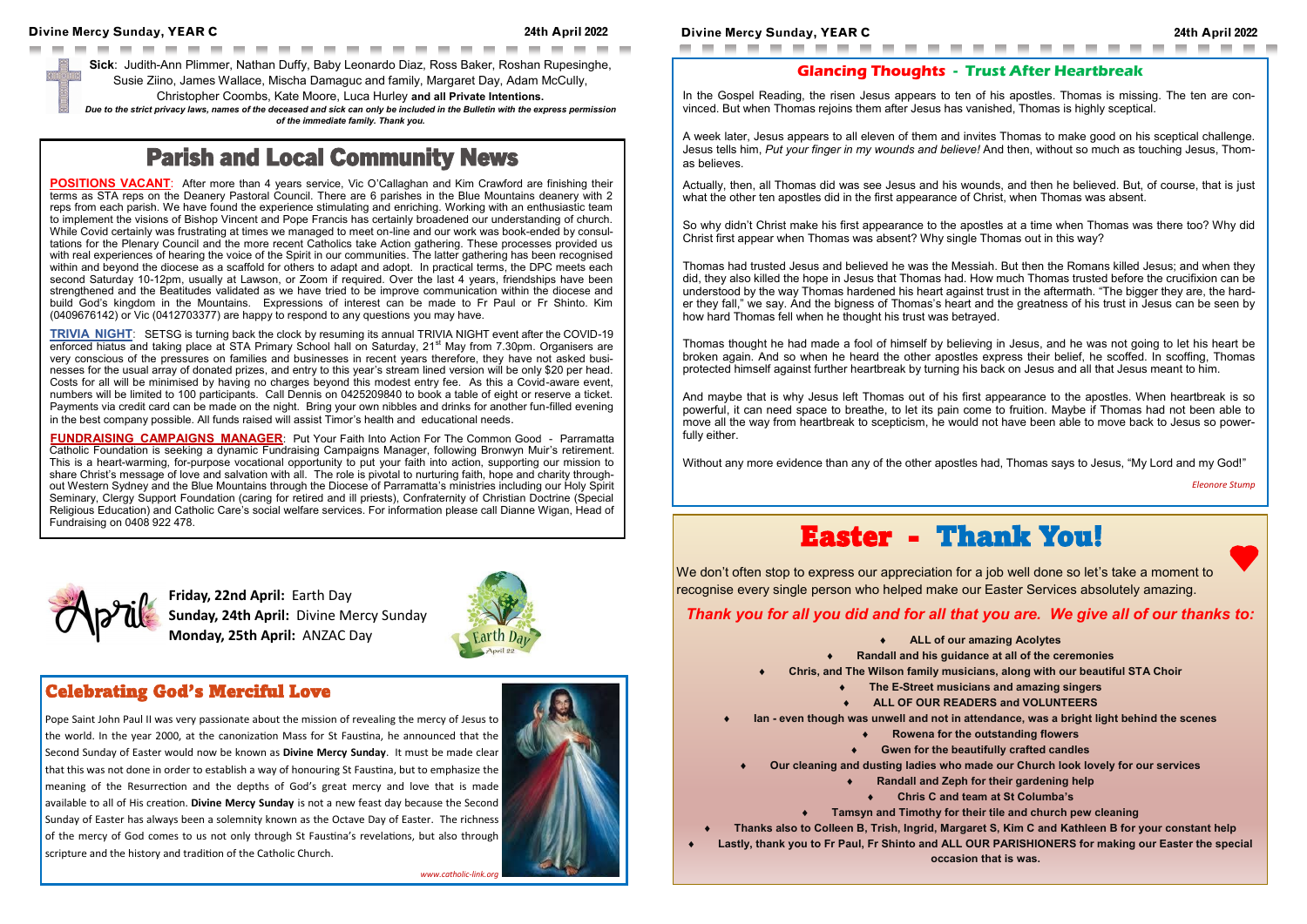**Sick**: Judith-Ann Plimmer, Nathan Duffy, Baby Leonardo Diaz, Ross Baker, Roshan Rupesinghe, Susie Ziino, James Wallace, Mischa Damaguc and family, Margaret Day, Adam McCully, Christopher Coombs, Kate Moore, Luca Hurley **and all Private Intentions.**

***Due to the strict privacy laws, names of the deceased and sick can only be included in the Bulletin with the express permission of the immediate family. Thank you.***

# Parish and Local Community News

**POSITIONS VACANT**: After more than 4 years service, Vic O'Callaghan and Kim Crawford are finishing their terms as STA reps on the Deanery Pastoral Council. There are 6 parishes in the Blue Mountains deanery with 2 reps from each parish. We have found the experience stimulating and enriching. Working with an enthusiastic team to implement the visions of Bishop Vincent and Pope Francis has certainly broadened our understanding of church. While Covid certainly was frustrating at times we managed to meet on-line and our work was book-ended by consultations for the Plenary Council and the more recent Catholics take Action gathering. These processes provided us with real experiences of hearing the voice of the Spirit in our communities. The latter gathering has been recognised within and beyond the diocese as a scaffold for others to adapt and adopt. In practical terms, the DPC meets each second Saturday 10-12pm, usually at Lawson, or Zoom if required. Over the last 4 years, friendships have been strengthened and the Beatitudes validated as we have tried to be improve communication within the diocese and build God's kingdom in the Mountains. Expressions of interest can be made to Fr Paul or Fr Shinto. Kim (0409676142) or Vic (0412703377) are happy to respond to any questions you may have.

**TRIVIA NIGHT**: SETSG is turning back the clock by resuming its annual TRIVIA NIGHT event after the COVID-19 enforced hiatus and taking place at STA Primary School hall on Saturday, 21st May from 7.30pm. Organisers are very conscious of the pressures on families and businesses in recent years therefore, they have not asked businesses for the usual array of donated prizes, and entry to this year's stream lined version will be only $20 per head. Costs for all will be minimised by having no charges beyond this modest entry fee. As this a Covid-aware event, numbers will be limited to 100 participants. Call Dennis on 0425209840 to book a table of eight or reserve a ticket. Payments via credit card can be made on the night. Bring your own nibbles and drinks for another fun-filled evening in the best company possible. All funds raised will assist Timor's health and educational needs.

**FUNDRAISING CAMPAIGNS MANAGER**: Put Your Faith Into Action For The Common Good - Parramatta Catholic Foundation is seeking a dynamic Fundraising Campaigns Manager, following Bronwyn Muir's retirement. This is a heart-warming, for-purpose vocational opportunity to put your faith into action, supporting our mission to share Christ's message of love and salvation with all. The role is pivotal to nurturing faith, hope and charity throughout Western Sydney and the Blue Mountains through the Diocese of Parramatta's ministries including our Holy Spirit Seminary, Clergy Support Foundation (caring for retired and ill priests), Confraternity of Christian Doctrine (Special Religious Education) and Catholic Care's social welfare services. For information please call Dianne Wigan, Head of Fundraising on 0408 922 478.

April

**Friday, 22nd April:** Earth Day
**Sunday, 24th April:** Divine Mercy Sunday
**Monday, 25th April:** ANZAC Day

## Celebrating God's Merciful Love

Pope Saint John Paul II was very passionate about the mission of revealing the mercy of Jesus to the world. In the year 2000, at the canonization Mass for St Faustina, he announced that the Second Sunday of Easter would now be known as **Divine Mercy Sunday**. It must be made clear that this was not done in order to establish a way of honouring St Faustina, but to emphasize the meaning of the Resurrection and the depths of God's great mercy and love that is made available to all of His creation. **Divine Mercy Sunday** is not a new feast day because the Second Sunday of Easter has always been a solemnity known as the Octave Day of Easter. The richness of the mercy of God comes to us not only through St Faustina's revelations, but also through scripture and the history and tradition of the Catholic Church.

*www.catholic-link.org*

## Glancing Thoughts - Trust After Heartbreak

In the Gospel Reading, the risen Jesus appears to ten of his apostles. Thomas is missing. The ten are convinced. But when Thomas rejoins them after Jesus has vanished, Thomas is highly sceptical.

A week later, Jesus appears to all eleven of them and invites Thomas to make good on his sceptical challenge. Jesus tells him, *Put your finger in my wounds and believe!* And then, without so much as touching Jesus, Thomas believes.

Actually, then, all Thomas did was see Jesus and his wounds, and then he believed. But, of course, that is just what the other ten apostles did in the first appearance of Christ, when Thomas was absent.

So why didn't Christ make his first appearance to the apostles at a time when Thomas was there too? Why did Christ first appear when Thomas was absent? Why single Thomas out in this way?

Thomas had trusted Jesus and believed he was the Messiah. But then the Romans killed Jesus; and when they did, they also killed the hope in Jesus that Thomas had. How much Thomas trusted before the crucifixion can be understood by the way Thomas hardened his heart against trust in the aftermath. "The bigger they are, the harder they fall," we say. And the bigness of Thomas's heart and the greatness of his trust in Jesus can be seen by how hard Thomas fell when he thought his trust was betrayed.

Thomas thought he had made a fool of himself by believing in Jesus, and he was not going to let his heart be broken again. And so when he heard the other apostles express their belief, he scoffed. In scoffing, Thomas protected himself against further heartbreak by turning his back on Jesus and all that Jesus meant to him.

And maybe that is why Jesus left Thomas out of his first appearance to the apostles. When heartbreak is so powerful, it can need space to breathe, to let its pain come to fruition. Maybe if Thomas had not been able to move all the way from heartbreak to scepticism, he would not have been able to move back to Jesus so powerfully either.

Without any more evidence than any of the other apostles had, Thomas says to Jesus, "My Lord and my God!"

*Eleonore Stump*

# Easter - Thank You!

We don't often stop to express our appreciation for a job well done so let's take a moment to recognise every single person who helped make our Easter Services absolutely amazing.

***Thank you for all you did and for all that you are. We give all of our thanks to:***

- **ALL of our amazing Acolytes**
- **Randall and his guidance at all of the ceremonies**
- **Chris, and The Wilson family musicians, along with our beautiful STA Choir**
- **The E-Street musicians and amazing singers**
- **ALL OF OUR READERS and VOLUNTEERS**
- **Ian - even though was unwell and not in attendance, was a bright light behind the scenes**
- **Rowena for the outstanding flowers**
- **Gwen for the beautifully crafted candles**
- **Our cleaning and dusting ladies who made our Church look lovely for our services**
- **Randall and Zeph for their gardening help**
- **Chris C and team at St Columba's**
- **Tamsyn and Timothy for their tile and church pew cleaning**
- **Thanks also to Colleen B, Trish, Ingrid, Margaret S, Kim C and Kathleen B for your constant help**
- **Lastly, thank you to Fr Paul, Fr Shinto and ALL OUR PARISHIONERS for making our Easter the special occasion that is was.**